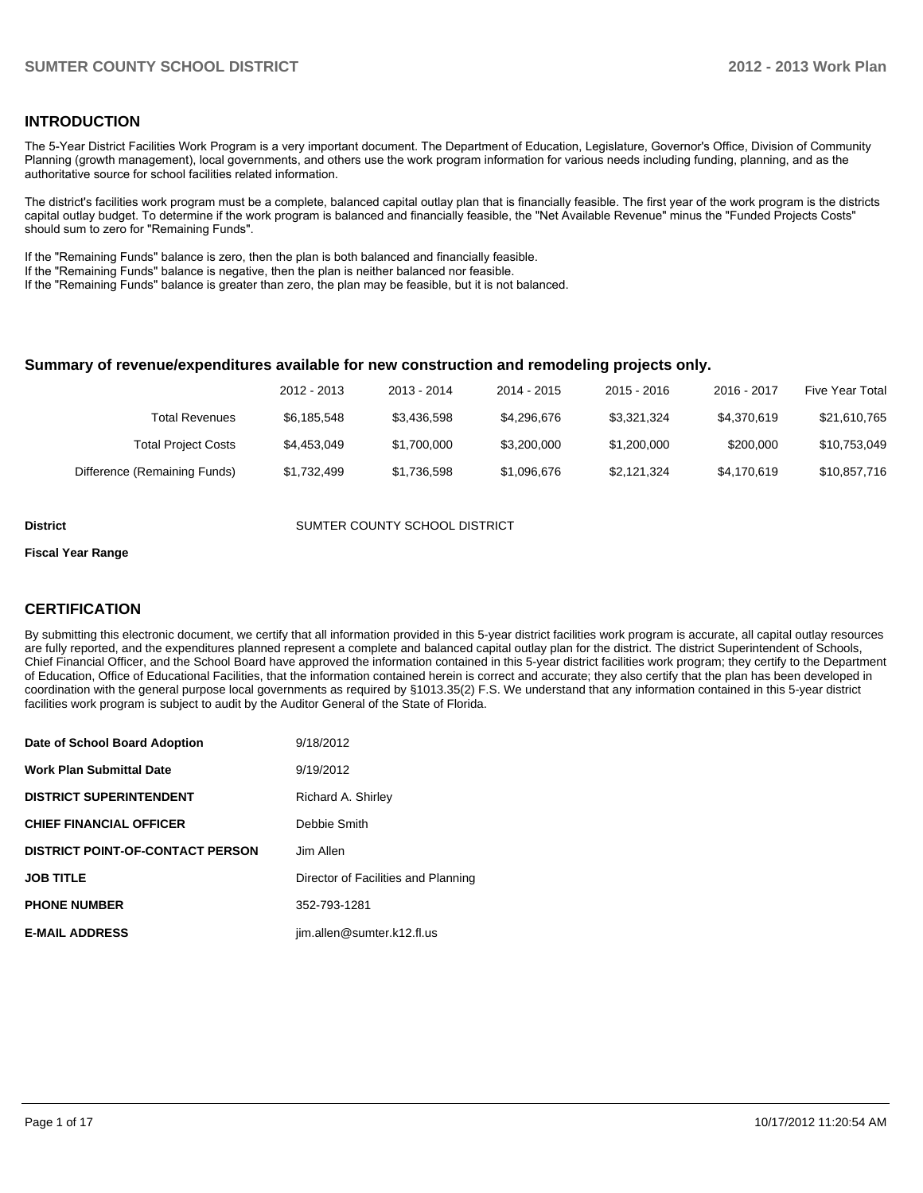## INTRODUCTION

The 5-Year District Facilities Work Program is a very important document. The Department of Education, Legislature, Governor's Office, Division of Community Planning (growth management), local governments, and others use the work program information for various needs including funding, planning, and as the authoritative source for school facilities related information.

The district's facilities work program must be a complete, balanced capital outlay plan that is financially feasible. The first year of the work program is the districts capital outlay budget. To determine if the work program is balanced and financially feasible, the "Net Available Revenue" minus the "Funded Projects Costs" should sum to zero for "Remaining Funds".

If the "Remaining Funds" balance is zero, then the plan is both balanced and financially feasible.
If the "Remaining Funds" balance is negative, then the plan is neither balanced nor feasible.
If the "Remaining Funds" balance is greater than zero, the plan may be feasible, but it is not balanced.

### Summary of revenue/expenditures available for new construction and remodeling projects only.

| | 2012 - 2013 | 2013 - 2014 | 2014 - 2015 | 2015 - 2016 | 2016 - 2017 | Five Year Total |
|---|---|---|---|---|---|---|
| Total Revenues | $6,185,548 | $3,436,598 | $4,296,676 | $3,321,324 | $4,370,619 | $21,610,765 |
| Total Project Costs | $4,453,049 | $1,700,000 | $3,200,000 | $1,200,000 | $200,000 | $10,753,049 |
| Difference (Remaining Funds) | $1,732,499 | $1,736,598 | $1,096,676 | $2,121,324 | $4,170,619 | $10,857,716 |

**District** SUMTER COUNTY SCHOOL DISTRICT

**Fiscal Year Range**

## CERTIFICATION

By submitting this electronic document, we certify that all information provided in this 5-year district facilities work program is accurate, all capital outlay resources are fully reported, and the expenditures planned represent a complete and balanced capital outlay plan for the district. The district Superintendent of Schools, Chief Financial Officer, and the School Board have approved the information contained in this 5-year district facilities work program; they certify to the Department of Education, Office of Educational Facilities, that the information contained herein is correct and accurate; they also certify that the plan has been developed in coordination with the general purpose local governments as required by §1013.35(2) F.S. We understand that any information contained in this 5-year district facilities work program is subject to audit by the Auditor General of the State of Florida.

| | |
|---|---|
| **Date of School Board Adoption** | 9/18/2012 |
| **Work Plan Submittal Date** | 9/19/2012 |
| **DISTRICT SUPERINTENDENT** | Richard A. Shirley |
| **CHIEF FINANCIAL OFFICER** | Debbie Smith |
| **DISTRICT POINT-OF-CONTACT PERSON** | Jim Allen |
| **JOB TITLE** | Director of Facilities and Planning |
| **PHONE NUMBER** | 352-793-1281 |
| **E-MAIL ADDRESS** | jim.allen@sumter.k12.fl.us |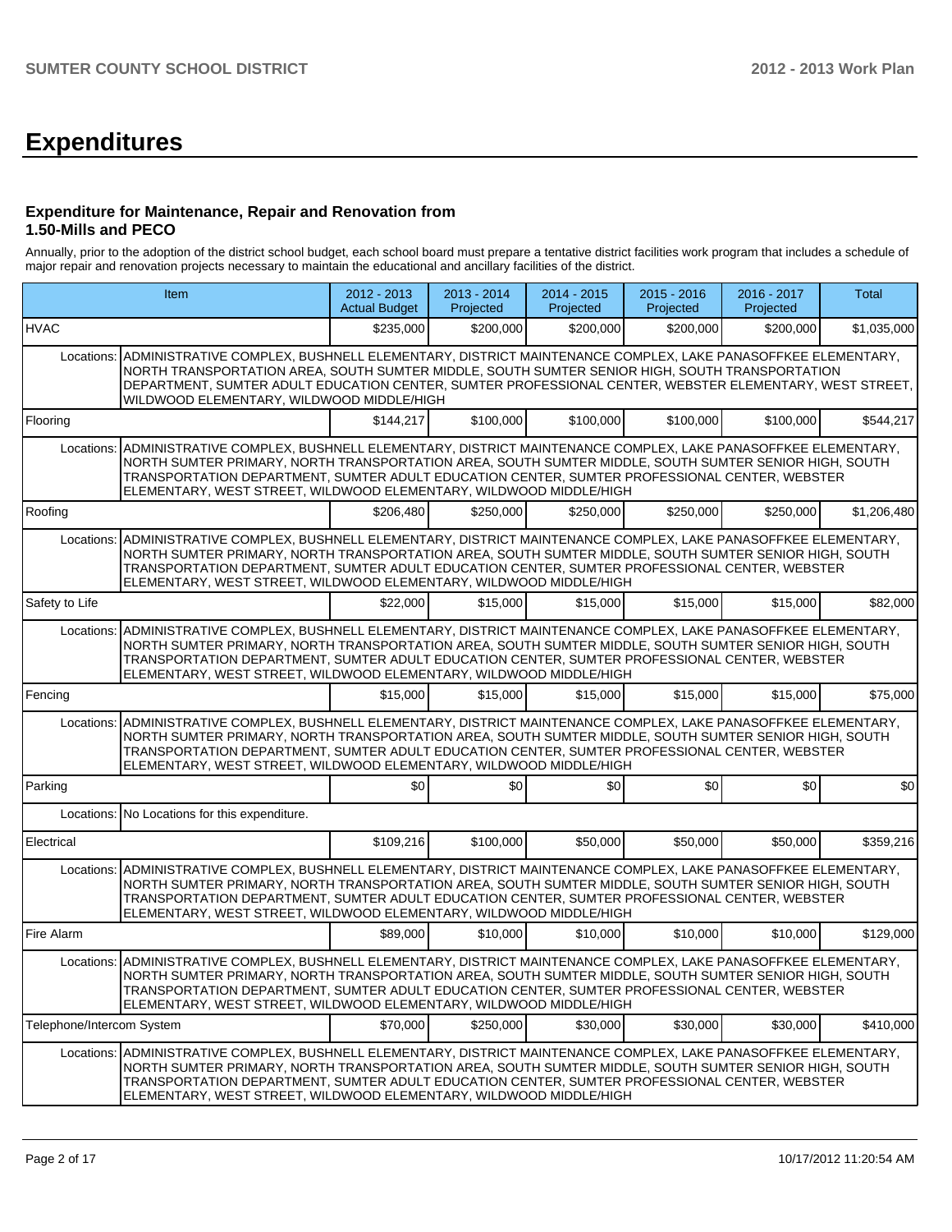# Expenditures

### Expenditure for Maintenance, Repair and Renovation from 1.50-Mills and PECO

Annually, prior to the adoption of the district school budget, each school board must prepare a tentative district facilities work program that includes a schedule of major repair and renovation projects necessary to maintain the educational and ancillary facilities of the district.

| Item | | 2012 - 2013 Actual Budget | 2013 - 2014 Projected | 2014 - 2015 Projected | 2015 - 2016 Projected | 2016 - 2017 Projected | Total |
|---|---|---|---|---|---|---|---|
| HVAC | | $235,000 | $200,000 | $200,000 | $200,000 | $200,000 | $1,035,000 |
| | Locations: | ADMINISTRATIVE COMPLEX, BUSHNELL ELEMENTARY, DISTRICT MAINTENANCE COMPLEX, LAKE PANASOFFKEE ELEMENTARY, NORTH TRANSPORTATION AREA, SOUTH SUMTER MIDDLE, SOUTH SUMTER SENIOR HIGH, SOUTH TRANSPORTATION DEPARTMENT, SUMTER ADULT EDUCATION CENTER, SUMTER PROFESSIONAL CENTER, WEBSTER ELEMENTARY, WEST STREET, WILDWOOD ELEMENTARY, WILDWOOD MIDDLE/HIGH | | | | | |
| Flooring | | $144,217 | $100,000 | $100,000 | $100,000 | $100,000 | $544,217 |
| | Locations: | ADMINISTRATIVE COMPLEX, BUSHNELL ELEMENTARY, DISTRICT MAINTENANCE COMPLEX, LAKE PANASOFFKEE ELEMENTARY, NORTH SUMTER PRIMARY, NORTH TRANSPORTATION AREA, SOUTH SUMTER MIDDLE, SOUTH SUMTER SENIOR HIGH, SOUTH TRANSPORTATION DEPARTMENT, SUMTER ADULT EDUCATION CENTER, SUMTER PROFESSIONAL CENTER, WEBSTER ELEMENTARY, WEST STREET, WILDWOOD ELEMENTARY, WILDWOOD MIDDLE/HIGH | | | | | |
| Roofing | | $206,480 | $250,000 | $250,000 | $250,000 | $250,000 | $1,206,480 |
| | Locations: | ADMINISTRATIVE COMPLEX, BUSHNELL ELEMENTARY, DISTRICT MAINTENANCE COMPLEX, LAKE PANASOFFKEE ELEMENTARY, NORTH SUMTER PRIMARY, NORTH TRANSPORTATION AREA, SOUTH SUMTER MIDDLE, SOUTH SUMTER SENIOR HIGH, SOUTH TRANSPORTATION DEPARTMENT, SUMTER ADULT EDUCATION CENTER, SUMTER PROFESSIONAL CENTER, WEBSTER ELEMENTARY, WEST STREET, WILDWOOD ELEMENTARY, WILDWOOD MIDDLE/HIGH | | | | | |
| Safety to Life | | $22,000 | $15,000 | $15,000 | $15,000 | $15,000 | $82,000 |
| | Locations: | ADMINISTRATIVE COMPLEX, BUSHNELL ELEMENTARY, DISTRICT MAINTENANCE COMPLEX, LAKE PANASOFFKEE ELEMENTARY, NORTH SUMTER PRIMARY, NORTH TRANSPORTATION AREA, SOUTH SUMTER MIDDLE, SOUTH SUMTER SENIOR HIGH, SOUTH TRANSPORTATION DEPARTMENT, SUMTER ADULT EDUCATION CENTER, SUMTER PROFESSIONAL CENTER, WEBSTER ELEMENTARY, WEST STREET, WILDWOOD ELEMENTARY, WILDWOOD MIDDLE/HIGH | | | | | |
| Fencing | | $15,000 | $15,000 | $15,000 | $15,000 | $15,000 | $75,000 |
| | Locations: | ADMINISTRATIVE COMPLEX, BUSHNELL ELEMENTARY, DISTRICT MAINTENANCE COMPLEX, LAKE PANASOFFKEE ELEMENTARY, NORTH SUMTER PRIMARY, NORTH TRANSPORTATION AREA, SOUTH SUMTER MIDDLE, SOUTH SUMTER SENIOR HIGH, SOUTH TRANSPORTATION DEPARTMENT, SUMTER ADULT EDUCATION CENTER, SUMTER PROFESSIONAL CENTER, WEBSTER ELEMENTARY, WEST STREET, WILDWOOD ELEMENTARY, WILDWOOD MIDDLE/HIGH | | | | | |
| Parking | | $0 | $0 | $0 | $0 | $0 | $0 |
| | Locations: | No Locations for this expenditure. | | | | | |
| Electrical | | $109,216 | $100,000 | $50,000 | $50,000 | $50,000 | $359,216 |
| | Locations: | ADMINISTRATIVE COMPLEX, BUSHNELL ELEMENTARY, DISTRICT MAINTENANCE COMPLEX, LAKE PANASOFFKEE ELEMENTARY, NORTH SUMTER PRIMARY, NORTH TRANSPORTATION AREA, SOUTH SUMTER MIDDLE, SOUTH SUMTER SENIOR HIGH, SOUTH TRANSPORTATION DEPARTMENT, SUMTER ADULT EDUCATION CENTER, SUMTER PROFESSIONAL CENTER, WEBSTER ELEMENTARY, WEST STREET, WILDWOOD ELEMENTARY, WILDWOOD MIDDLE/HIGH | | | | | |
| Fire Alarm | | $89,000 | $10,000 | $10,000 | $10,000 | $10,000 | $129,000 |
| | Locations: | ADMINISTRATIVE COMPLEX, BUSHNELL ELEMENTARY, DISTRICT MAINTENANCE COMPLEX, LAKE PANASOFFKEE ELEMENTARY, NORTH SUMTER PRIMARY, NORTH TRANSPORTATION AREA, SOUTH SUMTER MIDDLE, SOUTH SUMTER SENIOR HIGH, SOUTH TRANSPORTATION DEPARTMENT, SUMTER ADULT EDUCATION CENTER, SUMTER PROFESSIONAL CENTER, WEBSTER ELEMENTARY, WEST STREET, WILDWOOD ELEMENTARY, WILDWOOD MIDDLE/HIGH | | | | | |
| Telephone/Intercom System | | $70,000 | $250,000 | $30,000 | $30,000 | $30,000 | $410,000 |
| | Locations: | ADMINISTRATIVE COMPLEX, BUSHNELL ELEMENTARY, DISTRICT MAINTENANCE COMPLEX, LAKE PANASOFFKEE ELEMENTARY, NORTH SUMTER PRIMARY, NORTH TRANSPORTATION AREA, SOUTH SUMTER MIDDLE, SOUTH SUMTER SENIOR HIGH, SOUTH TRANSPORTATION DEPARTMENT, SUMTER ADULT EDUCATION CENTER, SUMTER PROFESSIONAL CENTER, WEBSTER ELEMENTARY, WEST STREET, WILDWOOD ELEMENTARY, WILDWOOD MIDDLE/HIGH | | | | | |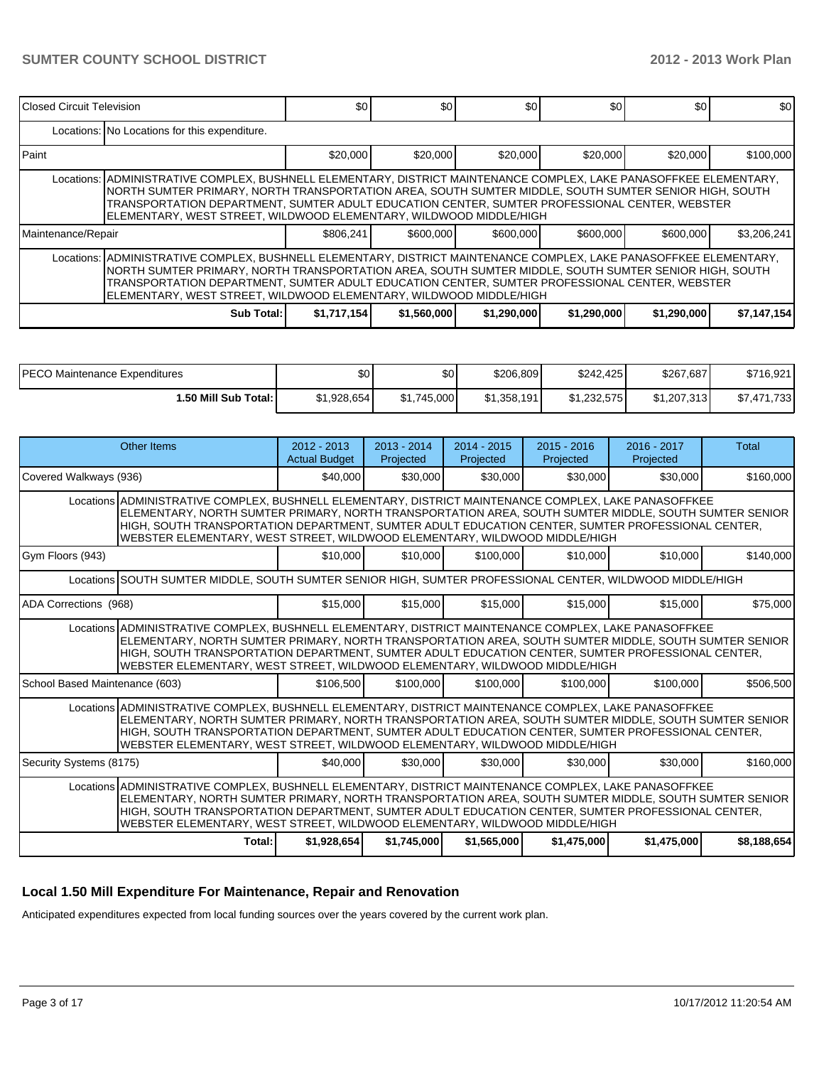| | | | | | | |
|---|---|---|---|---|---|---|
| Closed Circuit Television | $0 | $0 | $0 | $0 | $0 | $0 |
| Locations: No Locations for this expenditure. | | | | | | |
| Paint | $20,000 | $20,000 | $20,000 | $20,000 | $20,000 | $100,000 |
| Locations: ADMINISTRATIVE COMPLEX, BUSHNELL ELEMENTARY, DISTRICT MAINTENANCE COMPLEX, LAKE PANASOFFKEE ELEMENTARY, NORTH SUMTER PRIMARY, NORTH TRANSPORTATION AREA, SOUTH SUMTER MIDDLE, SOUTH SUMTER SENIOR HIGH, SOUTH TRANSPORTATION DEPARTMENT, SUMTER ADULT EDUCATION CENTER, SUMTER PROFESSIONAL CENTER, WEBSTER ELEMENTARY, WEST STREET, WILDWOOD ELEMENTARY, WILDWOOD MIDDLE/HIGH | | | | | | |
| Maintenance/Repair | $806,241 | $600,000 | $600,000 | $600,000 | $600,000 | $3,206,241 |
| Locations: ADMINISTRATIVE COMPLEX, BUSHNELL ELEMENTARY, DISTRICT MAINTENANCE COMPLEX, LAKE PANASOFFKEE ELEMENTARY, NORTH SUMTER PRIMARY, NORTH TRANSPORTATION AREA, SOUTH SUMTER MIDDLE, SOUTH SUMTER SENIOR HIGH, SOUTH TRANSPORTATION DEPARTMENT, SUMTER ADULT EDUCATION CENTER, SUMTER PROFESSIONAL CENTER, WEBSTER ELEMENTARY, WEST STREET, WILDWOOD ELEMENTARY, WILDWOOD MIDDLE/HIGH | | | | | | |
| **Sub Total:** | **$1,717,154** | **$1,560,000** | **$1,290,000** | **$1,290,000** | **$1,290,000** | **$7,147,154** |

| | | | | | | |
|---|---|---|---|---|---|---|
| PECO Maintenance Expenditures | $0 | $0 | $206,809 | $242,425 | $267,687 | $716,921 |
| **1.50 Mill Sub Total:** | $1,928,654 | $1,745,000 | $1,358,191 | $1,232,575 | $1,207,313 | $7,471,733 |

| Other Items | 2012 - 2013 Actual Budget | 2013 - 2014 Projected | 2014 - 2015 Projected | 2015 - 2016 Projected | 2016 - 2017 Projected | Total |
|---|---|---|---|---|---|---|
| Covered Walkways (936) | $40,000 | $30,000 | $30,000 | $30,000 | $30,000 | $160,000 |
| Locations ADMINISTRATIVE COMPLEX, BUSHNELL ELEMENTARY, DISTRICT MAINTENANCE COMPLEX, LAKE PANASOFFKEE ELEMENTARY, NORTH SUMTER PRIMARY, NORTH TRANSPORTATION AREA, SOUTH SUMTER MIDDLE, SOUTH SUMTER SENIOR HIGH, SOUTH TRANSPORTATION DEPARTMENT, SUMTER ADULT EDUCATION CENTER, SUMTER PROFESSIONAL CENTER, WEBSTER ELEMENTARY, WEST STREET, WILDWOOD ELEMENTARY, WILDWOOD MIDDLE/HIGH | | | | | | |
| Gym Floors (943) | $10,000 | $10,000 | $100,000 | $10,000 | $10,000 | $140,000 |
| Locations SOUTH SUMTER MIDDLE, SOUTH SUMTER SENIOR HIGH, SUMTER PROFESSIONAL CENTER, WILDWOOD MIDDLE/HIGH | | | | | | |
| ADA Corrections (968) | $15,000 | $15,000 | $15,000 | $15,000 | $15,000 | $75,000 |
| Locations ADMINISTRATIVE COMPLEX, BUSHNELL ELEMENTARY, DISTRICT MAINTENANCE COMPLEX, LAKE PANASOFFKEE ELEMENTARY, NORTH SUMTER PRIMARY, NORTH TRANSPORTATION AREA, SOUTH SUMTER MIDDLE, SOUTH SUMTER SENIOR HIGH, SOUTH TRANSPORTATION DEPARTMENT, SUMTER ADULT EDUCATION CENTER, SUMTER PROFESSIONAL CENTER, WEBSTER ELEMENTARY, WEST STREET, WILDWOOD ELEMENTARY, WILDWOOD MIDDLE/HIGH | | | | | | |
| School Based Maintenance (603) | $106,500 | $100,000 | $100,000 | $100,000 | $100,000 | $506,500 |
| Locations ADMINISTRATIVE COMPLEX, BUSHNELL ELEMENTARY, DISTRICT MAINTENANCE COMPLEX, LAKE PANASOFFKEE ELEMENTARY, NORTH SUMTER PRIMARY, NORTH TRANSPORTATION AREA, SOUTH SUMTER MIDDLE, SOUTH SUMTER SENIOR HIGH, SOUTH TRANSPORTATION DEPARTMENT, SUMTER ADULT EDUCATION CENTER, SUMTER PROFESSIONAL CENTER, WEBSTER ELEMENTARY, WEST STREET, WILDWOOD ELEMENTARY, WILDWOOD MIDDLE/HIGH | | | | | | |
| Security Systems (8175) | $40,000 | $30,000 | $30,000 | $30,000 | $30,000 | $160,000 |
| Locations ADMINISTRATIVE COMPLEX, BUSHNELL ELEMENTARY, DISTRICT MAINTENANCE COMPLEX, LAKE PANASOFFKEE ELEMENTARY, NORTH SUMTER PRIMARY, NORTH TRANSPORTATION AREA, SOUTH SUMTER MIDDLE, SOUTH SUMTER SENIOR HIGH, SOUTH TRANSPORTATION DEPARTMENT, SUMTER ADULT EDUCATION CENTER, SUMTER PROFESSIONAL CENTER, WEBSTER ELEMENTARY, WEST STREET, WILDWOOD ELEMENTARY, WILDWOOD MIDDLE/HIGH | | | | | | |
| **Total:** | **$1,928,654** | **$1,745,000** | **$1,565,000** | **$1,475,000** | **$1,475,000** | **$8,188,654** |

## Local 1.50 Mill Expenditure For Maintenance, Repair and Renovation

Anticipated expenditures expected from local funding sources over the years covered by the current work plan.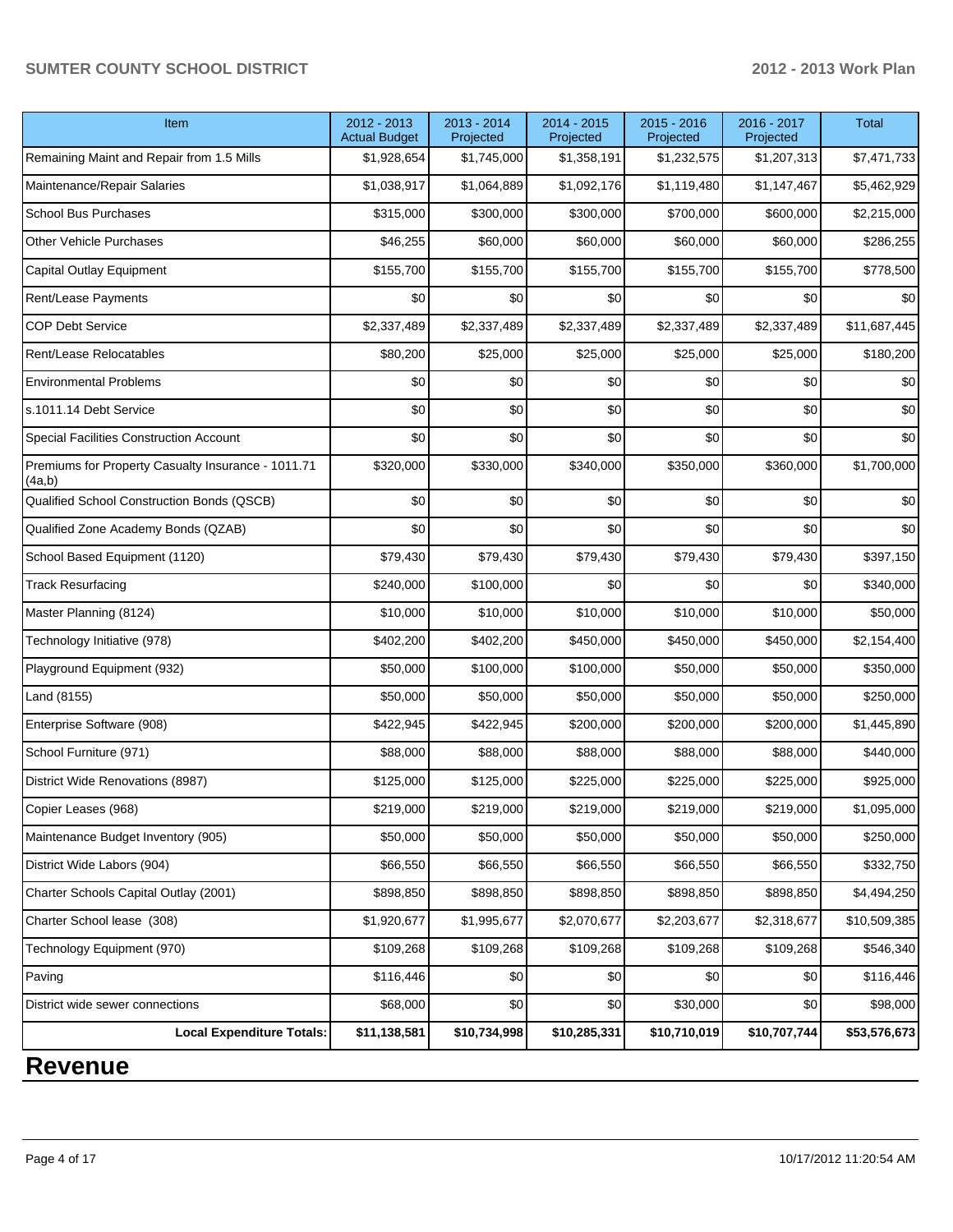| Item | 2012 - 2013 Actual Budget | 2013 - 2014 Projected | 2014 - 2015 Projected | 2015 - 2016 Projected | 2016 - 2017 Projected | Total |
|---|---|---|---|---|---|---|
| Remaining Maint and Repair from 1.5 Mills | $1,928,654 | $1,745,000 | $1,358,191 | $1,232,575 | $1,207,313 | $7,471,733 |
| Maintenance/Repair Salaries | $1,038,917 | $1,064,889 | $1,092,176 | $1,119,480 | $1,147,467 | $5,462,929 |
| School Bus Purchases | $315,000 | $300,000 | $300,000 | $700,000 | $600,000 | $2,215,000 |
| Other Vehicle Purchases | $46,255 | $60,000 | $60,000 | $60,000 | $60,000 | $286,255 |
| Capital Outlay Equipment | $155,700 | $155,700 | $155,700 | $155,700 | $155,700 | $778,500 |
| Rent/Lease Payments | $0 | $0 | $0 | $0 | $0 | $0 |
| COP Debt Service | $2,337,489 | $2,337,489 | $2,337,489 | $2,337,489 | $2,337,489 | $11,687,445 |
| Rent/Lease Relocatables | $80,200 | $25,000 | $25,000 | $25,000 | $25,000 | $180,200 |
| Environmental Problems | $0 | $0 | $0 | $0 | $0 | $0 |
| s.1011.14 Debt Service | $0 | $0 | $0 | $0 | $0 | $0 |
| Special Facilities Construction Account | $0 | $0 | $0 | $0 | $0 | $0 |
| Premiums for Property Casualty Insurance - 1011.71 (4a,b) | $320,000 | $330,000 | $340,000 | $350,000 | $360,000 | $1,700,000 |
| Qualified School Construction Bonds (QSCB) | $0 | $0 | $0 | $0 | $0 | $0 |
| Qualified Zone Academy Bonds (QZAB) | $0 | $0 | $0 | $0 | $0 | $0 |
| School Based Equipment (1120) | $79,430 | $79,430 | $79,430 | $79,430 | $79,430 | $397,150 |
| Track Resurfacing | $240,000 | $100,000 | $0 | $0 | $0 | $340,000 |
| Master Planning (8124) | $10,000 | $10,000 | $10,000 | $10,000 | $10,000 | $50,000 |
| Technology Initiative (978) | $402,200 | $402,200 | $450,000 | $450,000 | $450,000 | $2,154,400 |
| Playground Equipment (932) | $50,000 | $100,000 | $100,000 | $50,000 | $50,000 | $350,000 |
| Land (8155) | $50,000 | $50,000 | $50,000 | $50,000 | $50,000 | $250,000 |
| Enterprise Software (908) | $422,945 | $422,945 | $200,000 | $200,000 | $200,000 | $1,445,890 |
| School Furniture (971) | $88,000 | $88,000 | $88,000 | $88,000 | $88,000 | $440,000 |
| District Wide Renovations (8987) | $125,000 | $125,000 | $225,000 | $225,000 | $225,000 | $925,000 |
| Copier Leases (968) | $219,000 | $219,000 | $219,000 | $219,000 | $219,000 | $1,095,000 |
| Maintenance Budget Inventory (905) | $50,000 | $50,000 | $50,000 | $50,000 | $50,000 | $250,000 |
| District Wide Labors (904) | $66,550 | $66,550 | $66,550 | $66,550 | $66,550 | $332,750 |
| Charter Schools Capital Outlay (2001) | $898,850 | $898,850 | $898,850 | $898,850 | $898,850 | $4,494,250 |
| Charter School lease (308) | $1,920,677 | $1,995,677 | $2,070,677 | $2,203,677 | $2,318,677 | $10,509,385 |
| Technology Equipment (970) | $109,268 | $109,268 | $109,268 | $109,268 | $109,268 | $546,340 |
| Paving | $116,446 | $0 | $0 | $0 | $0 | $116,446 |
| District wide sewer connections | $68,000 | $0 | $0 | $30,000 | $0 | $98,000 |
| **Local Expenditure Totals:** | **$11,138,581** | **$10,734,998** | **$10,285,331** | **$10,710,019** | **$10,707,744** | **$53,576,673** |

# Revenue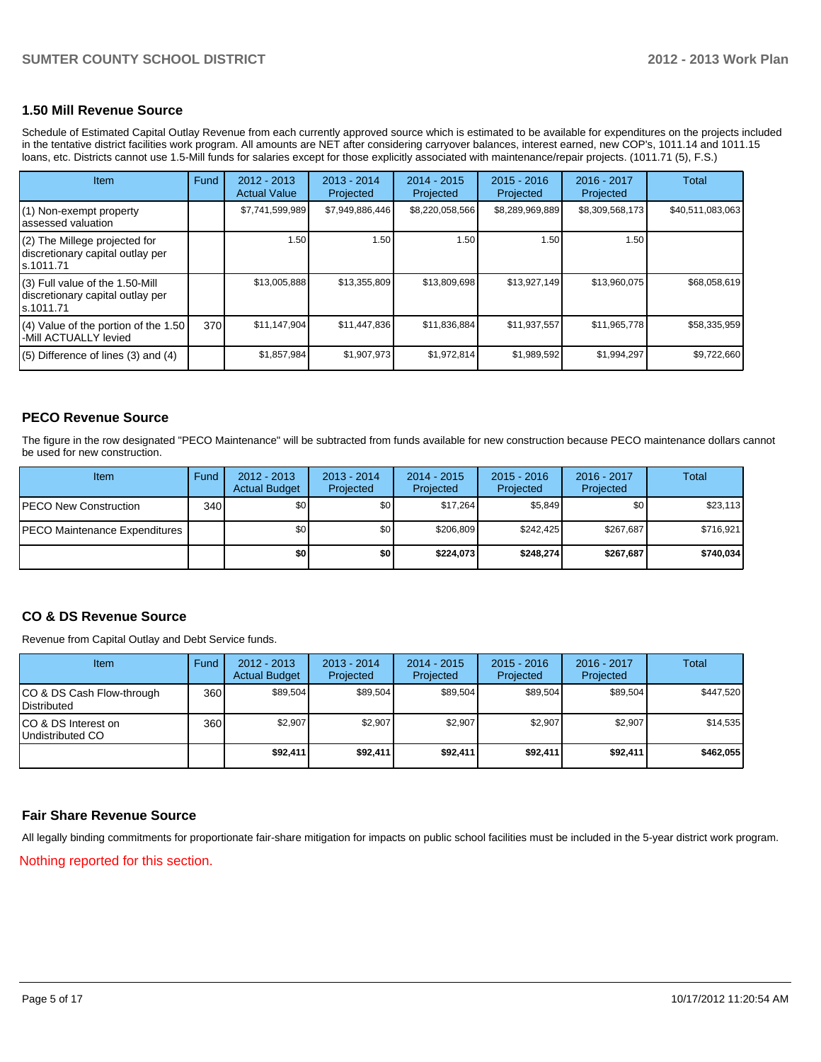## 1.50 Mill Revenue Source

Schedule of Estimated Capital Outlay Revenue from each currently approved source which is estimated to be available for expenditures on the projects included in the tentative district facilities work program. All amounts are NET after considering carryover balances, interest earned, new COP's, 1011.14 and 1011.15 loans, etc. Districts cannot use 1.5-Mill funds for salaries except for those explicitly associated with maintenance/repair projects. (1011.71 (5), F.S.)

| Item | Fund | 2012 - 2013 Actual Value | 2013 - 2014 Projected | 2014 - 2015 Projected | 2015 - 2016 Projected | 2016 - 2017 Projected | Total |
|---|---|---|---|---|---|---|---|
| (1) Non-exempt property assessed valuation | | $7,741,599,989 | $7,949,886,446 | $8,220,058,566 | $8,289,969,889 | $8,309,568,173 | $40,511,083,063 |
| (2) The Millege projected for discretionary capital outlay per s.1011.71 | | 1.50 | 1.50 | 1.50 | 1.50 | 1.50 | |
| (3) Full value of the 1.50-Mill discretionary capital outlay per s.1011.71 | | $13,005,888 | $13,355,809 | $13,809,698 | $13,927,149 | $13,960,075 | $68,058,619 |
| (4) Value of the portion of the 1.50 -Mill ACTUALLY levied | 370 | $11,147,904 | $11,447,836 | $11,836,884 | $11,937,557 | $11,965,778 | $58,335,959 |
| (5) Difference of lines (3) and (4) | | $1,857,984 | $1,907,973 | $1,972,814 | $1,989,592 | $1,994,297 | $9,722,660 |

## PECO Revenue Source

The figure in the row designated "PECO Maintenance" will be subtracted from funds available for new construction because PECO maintenance dollars cannot be used for new construction.

| Item | Fund | 2012 - 2013 Actual Budget | 2013 - 2014 Projected | 2014 - 2015 Projected | 2015 - 2016 Projected | 2016 - 2017 Projected | Total |
|---|---|---|---|---|---|---|---|
| PECO New Construction | 340 | $0 | $0 | $17,264 | $5,849 | $0 | $23,113 |
| PECO Maintenance Expenditures | | $0 | $0 | $206,809 | $242,425 | $267,687 | $716,921 |
| | | **$0** | **$0** | **$224,073** | **$248,274** | **$267,687** | **$740,034** |

## CO & DS Revenue Source

Revenue from Capital Outlay and Debt Service funds.

| Item | Fund | 2012 - 2013 Actual Budget | 2013 - 2014 Projected | 2014 - 2015 Projected | 2015 - 2016 Projected | 2016 - 2017 Projected | Total |
|---|---|---|---|---|---|---|---|
| CO & DS Cash Flow-through Distributed | 360 | $89,504 | $89,504 | $89,504 | $89,504 | $89,504 | $447,520 |
| CO & DS Interest on Undistributed CO | 360 | $2,907 | $2,907 | $2,907 | $2,907 | $2,907 | $14,535 |
| | | **$92,411** | **$92,411** | **$92,411** | **$92,411** | **$92,411** | **$462,055** |

## Fair Share Revenue Source

All legally binding commitments for proportionate fair-share mitigation for impacts on public school facilities must be included in the 5-year district work program.

Nothing reported for this section.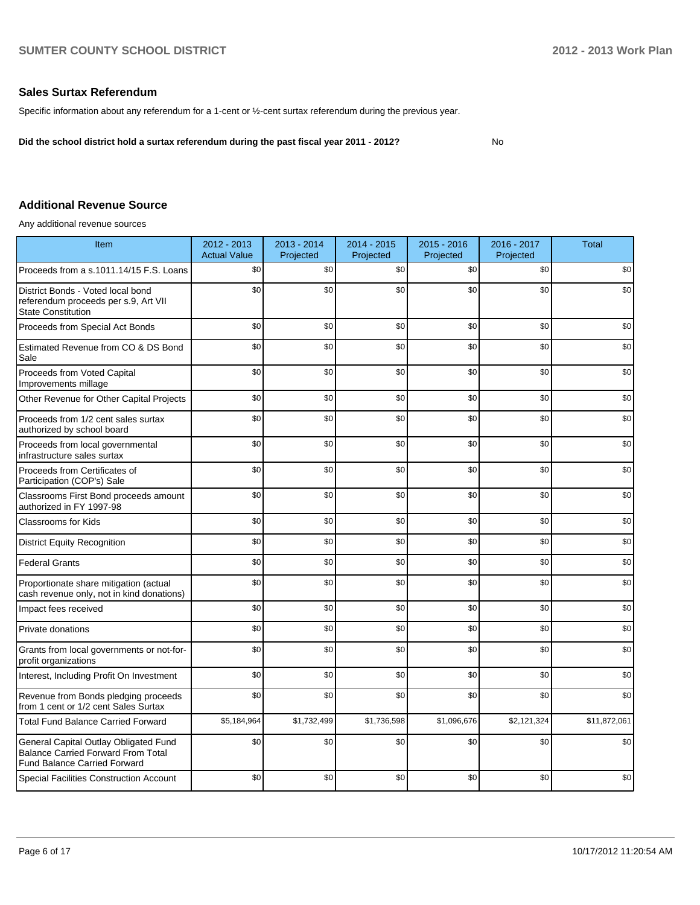## Sales Surtax Referendum

Specific information about any referendum for a 1-cent or ½-cent surtax referendum during the previous year.

**Did the school district hold a surtax referendum during the past fiscal year 2011 - 2012?** No

## Additional Revenue Source

Any additional revenue sources

| Item | 2012 - 2013 Actual Value | 2013 - 2014 Projected | 2014 - 2015 Projected | 2015 - 2016 Projected | 2016 - 2017 Projected | Total |
|---|---|---|---|---|---|---|
| Proceeds from a s.1011.14/15 F.S. Loans | $0 | $0 | $0 | $0 | $0 | $0 |
| District Bonds - Voted local bond referendum proceeds per s.9, Art VII State Constitution | $0 | $0 | $0 | $0 | $0 | $0 |
| Proceeds from Special Act Bonds | $0 | $0 | $0 | $0 | $0 | $0 |
| Estimated Revenue from CO & DS Bond Sale | $0 | $0 | $0 | $0 | $0 | $0 |
| Proceeds from Voted Capital Improvements millage | $0 | $0 | $0 | $0 | $0 | $0 |
| Other Revenue for Other Capital Projects | $0 | $0 | $0 | $0 | $0 | $0 |
| Proceeds from 1/2 cent sales surtax authorized by school board | $0 | $0 | $0 | $0 | $0 | $0 |
| Proceeds from local governmental infrastructure sales surtax | $0 | $0 | $0 | $0 | $0 | $0 |
| Proceeds from Certificates of Participation (COP's) Sale | $0 | $0 | $0 | $0 | $0 | $0 |
| Classrooms First Bond proceeds amount authorized in FY 1997-98 | $0 | $0 | $0 | $0 | $0 | $0 |
| Classrooms for Kids | $0 | $0 | $0 | $0 | $0 | $0 |
| District Equity Recognition | $0 | $0 | $0 | $0 | $0 | $0 |
| Federal Grants | $0 | $0 | $0 | $0 | $0 | $0 |
| Proportionate share mitigation (actual cash revenue only, not in kind donations) | $0 | $0 | $0 | $0 | $0 | $0 |
| Impact fees received | $0 | $0 | $0 | $0 | $0 | $0 |
| Private donations | $0 | $0 | $0 | $0 | $0 | $0 |
| Grants from local governments or not-for-profit organizations | $0 | $0 | $0 | $0 | $0 | $0 |
| Interest, Including Profit On Investment | $0 | $0 | $0 | $0 | $0 | $0 |
| Revenue from Bonds pledging proceeds from 1 cent or 1/2 cent Sales Surtax | $0 | $0 | $0 | $0 | $0 | $0 |
| Total Fund Balance Carried Forward | $5,184,964 | $1,732,499 | $1,736,598 | $1,096,676 | $2,121,324 | $11,872,061 |
| General Capital Outlay Obligated Fund Balance Carried Forward From Total Fund Balance Carried Forward | $0 | $0 | $0 | $0 | $0 | $0 |
| Special Facilities Construction Account | $0 | $0 | $0 | $0 | $0 | $0 |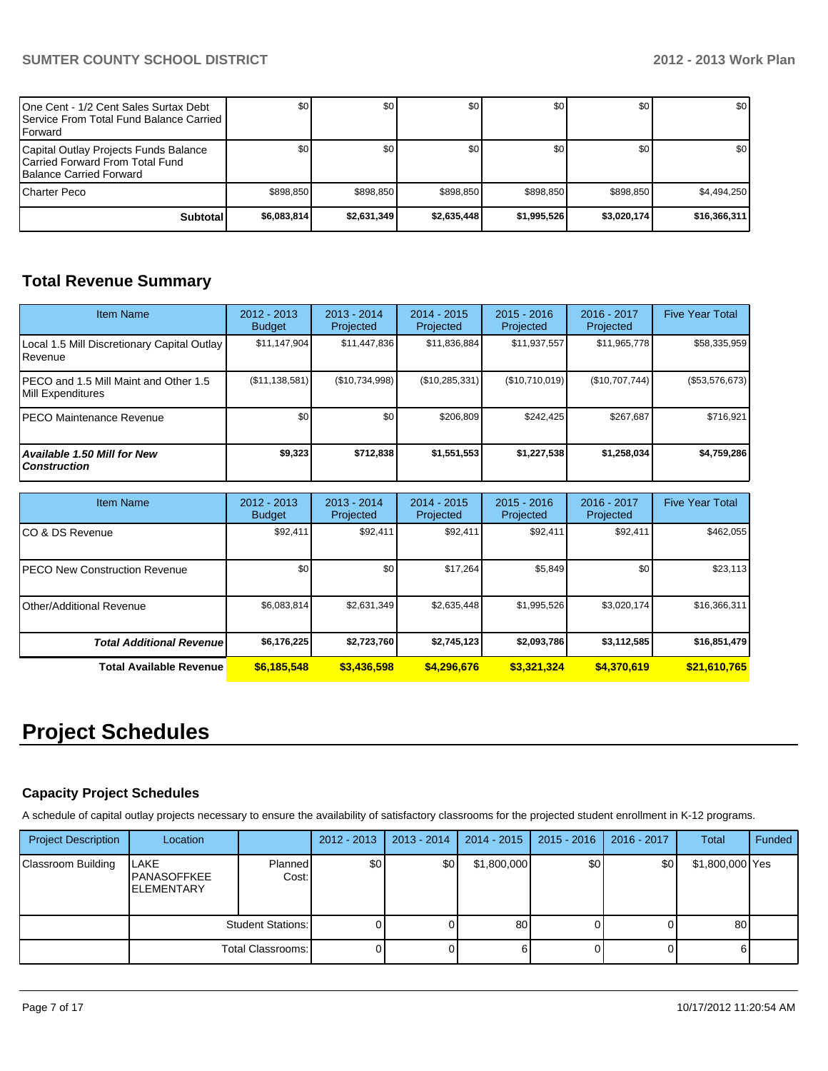| | | | | | | |
|---|---|---|---|---|---|---|
| One Cent - 1/2 Cent Sales Surtax Debt Service From Total Fund Balance Carried Forward | $0 | $0 | $0 | $0 | $0 | $0 |
| Capital Outlay Projects Funds Balance Carried Forward From Total Fund Balance Carried Forward | $0 | $0 | $0 | $0 | $0 | $0 |
| Charter Peco | $898,850 | $898,850 | $898,850 | $898,850 | $898,850 | $4,494,250 |
| **Subtotal** | **$6,083,814** | **$2,631,349** | **$2,635,448** | **$1,995,526** | **$3,020,174** | **$16,366,311** |

## Total Revenue Summary

| Item Name | 2012 - 2013 Budget | 2013 - 2014 Projected | 2014 - 2015 Projected | 2015 - 2016 Projected | 2016 - 2017 Projected | Five Year Total |
|---|---|---|---|---|---|---|
| Local 1.5 Mill Discretionary Capital Outlay Revenue | $11,147,904 | $11,447,836 | $11,836,884 | $11,937,557 | $11,965,778 | $58,335,959 |
| PECO and 1.5 Mill Maint and Other 1.5 Mill Expenditures | ($11,138,581) | ($10,734,998) | ($10,285,331) | ($10,710,019) | ($10,707,744) | ($53,576,673) |
| PECO Maintenance Revenue | $0 | $0 | $206,809 | $242,425 | $267,687 | $716,921 |
| ***Available 1.50 Mill for New Construction*** | **$9,323** | **$712,838** | **$1,551,553** | **$1,227,538** | **$1,258,034** | **$4,759,286** |

| Item Name | 2012 - 2013 Budget | 2013 - 2014 Projected | 2014 - 2015 Projected | 2015 - 2016 Projected | 2016 - 2017 Projected | Five Year Total |
|---|---|---|---|---|---|---|
| CO & DS Revenue | $92,411 | $92,411 | $92,411 | $92,411 | $92,411 | $462,055 |
| PECO New Construction Revenue | $0 | $0 | $17,264 | $5,849 | $0 | $23,113 |
| Other/Additional Revenue | $6,083,814 | $2,631,349 | $2,635,448 | $1,995,526 | $3,020,174 | $16,366,311 |
| ***Total Additional Revenue*** | **$6,176,225** | **$2,723,760** | **$2,745,123** | **$2,093,786** | **$3,112,585** | **$16,851,479** |
| **Total Available Revenue** | **$6,185,548** | **$3,436,598** | **$4,296,676** | **$3,321,324** | **$4,370,619** | **$21,610,765** |

# Project Schedules

### Capacity Project Schedules

A schedule of capital outlay projects necessary to ensure the availability of satisfactory classrooms for the projected student enrollment in K-12 programs.

| Project Description | Location | | 2012 - 2013 | 2013 - 2014 | 2014 - 2015 | 2015 - 2016 | 2016 - 2017 | Total | Funded |
|---|---|---|---|---|---|---|---|---|---|
| Classroom Building | LAKE PANASOFFKEE ELEMENTARY | Planned Cost: | $0 | $0 | $1,800,000 | $0 | $0 | $1,800,000 | Yes |
| | | Student Stations: | 0 | 0 | 80 | 0 | 0 | 80 | |
| | | Total Classrooms: | 0 | 0 | 6 | 0 | 0 | 6 | |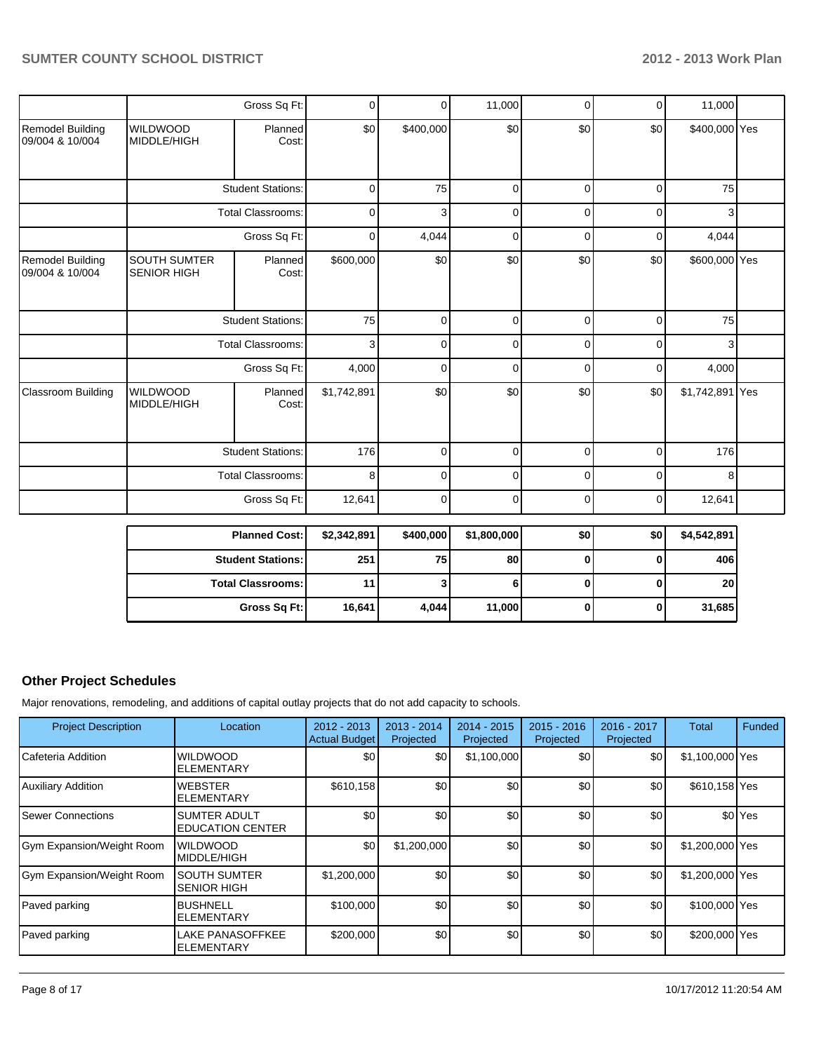| | | | | | | | | |
|---|---|---|---|---|---|---|---|---|
| | | Gross Sq Ft: | 0 | 0 | 11,000 | 0 | 0 | 11,000 |
| Remodel Building 09/004 & 10/004 | WILDWOOD MIDDLE/HIGH | Planned Cost: | $0 | $400,000 | $0 | $0 | $0 | $400,000 | Yes |
| | | Student Stations: | 0 | 75 | 0 | 0 | 0 | 75 |
| | | Total Classrooms: | 0 | 3 | 0 | 0 | 0 | 3 |
| | | Gross Sq Ft: | 0 | 4,044 | 0 | 0 | 0 | 4,044 |
| Remodel Building 09/004 & 10/004 | SOUTH SUMTER SENIOR HIGH | Planned Cost: | $600,000 | $0 | $0 | $0 | $0 | $600,000 | Yes |
| | | Student Stations: | 75 | 0 | 0 | 0 | 0 | 75 |
| | | Total Classrooms: | 3 | 0 | 0 | 0 | 0 | 3 |
| | | Gross Sq Ft: | 4,000 | 0 | 0 | 0 | 0 | 4,000 |
| Classroom Building | WILDWOOD MIDDLE/HIGH | Planned Cost: | $1,742,891 | $0 | $0 | $0 | $0 | $1,742,891 | Yes |
| | | Student Stations: | 176 | 0 | 0 | 0 | 0 | 176 |
| | | Total Classrooms: | 8 | 0 | 0 | 0 | 0 | 8 |
| | | Gross Sq Ft: | 12,641 | 0 | 0 | 0 | 0 | 12,641 |

| | | | | | | |
|---|---|---|---|---|---|---|
| **Planned Cost:** | **$2,342,891** | **$400,000** | **$1,800,000** | **$0** | **$0** | **$4,542,891** |
| **Student Stations:** | **251** | **75** | **80** | **0** | **0** | **406** |
| **Total Classrooms:** | **11** | **3** | **6** | **0** | **0** | **20** |
| **Gross Sq Ft:** | **16,641** | **4,044** | **11,000** | **0** | **0** | **31,685** |

## Other Project Schedules

Major renovations, remodeling, and additions of capital outlay projects that do not add capacity to schools.

| Project Description | Location | 2012 - 2013 Actual Budget | 2013 - 2014 Projected | 2014 - 2015 Projected | 2015 - 2016 Projected | 2016 - 2017 Projected | Total | Funded |
|---|---|---|---|---|---|---|---|---|
| Cafeteria Addition | WILDWOOD ELEMENTARY | $0 | $0 | $1,100,000 | $0 | $0 | $1,100,000 | Yes |
| Auxiliary Addition | WEBSTER ELEMENTARY | $610,158 | $0 | $0 | $0 | $0 | $610,158 | Yes |
| Sewer Connections | SUMTER ADULT EDUCATION CENTER | $0 | $0 | $0 | $0 | $0 | $0 | Yes |
| Gym Expansion/Weight Room | WILDWOOD MIDDLE/HIGH | $0 | $1,200,000 | $0 | $0 | $0 | $1,200,000 | Yes |
| Gym Expansion/Weight Room | SOUTH SUMTER SENIOR HIGH | $1,200,000 | $0 | $0 | $0 | $0 | $1,200,000 | Yes |
| Paved parking | BUSHNELL ELEMENTARY | $100,000 | $0 | $0 | $0 | $0 | $100,000 | Yes |
| Paved parking | LAKE PANASOFFKEE ELEMENTARY | $200,000 | $0 | $0 | $0 | $0 | $200,000 | Yes |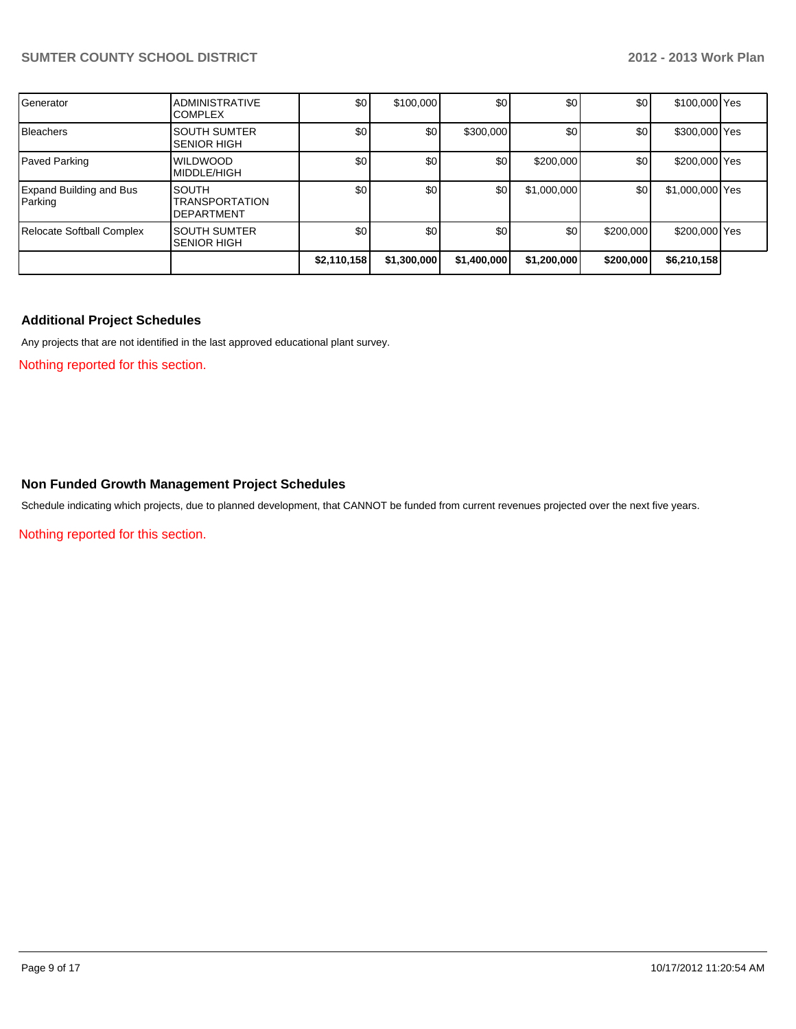| | | | | | | | | |
|---|---|---|---|---|---|---|---|---|
| Generator | ADMINISTRATIVE COMPLEX | $0 | $100,000 | $0 | $0 | $0 | $100,000 | Yes |
| Bleachers | SOUTH SUMTER SENIOR HIGH | $0 | $0 | $300,000 | $0 | $0 | $300,000 | Yes |
| Paved Parking | WILDWOOD MIDDLE/HIGH | $0 | $0 | $0 | $200,000 | $0 | $200,000 | Yes |
| Expand Building and Bus Parking | SOUTH TRANSPORTATION DEPARTMENT | $0 | $0 | $0 | $1,000,000 | $0 | $1,000,000 | Yes |
| Relocate Softball Complex | SOUTH SUMTER SENIOR HIGH | $0 | $0 | $0 | $0 | $200,000 | $200,000 | Yes |
| | | **$2,110,158** | **$1,300,000** | **$1,400,000** | **$1,200,000** | **$200,000** | **$6,210,158** | |

### Additional Project Schedules

Any projects that are not identified in the last approved educational plant survey.

Nothing reported for this section.

### Non Funded Growth Management Project Schedules

Schedule indicating which projects, due to planned development, that CANNOT be funded from current revenues projected over the next five years.

Nothing reported for this section.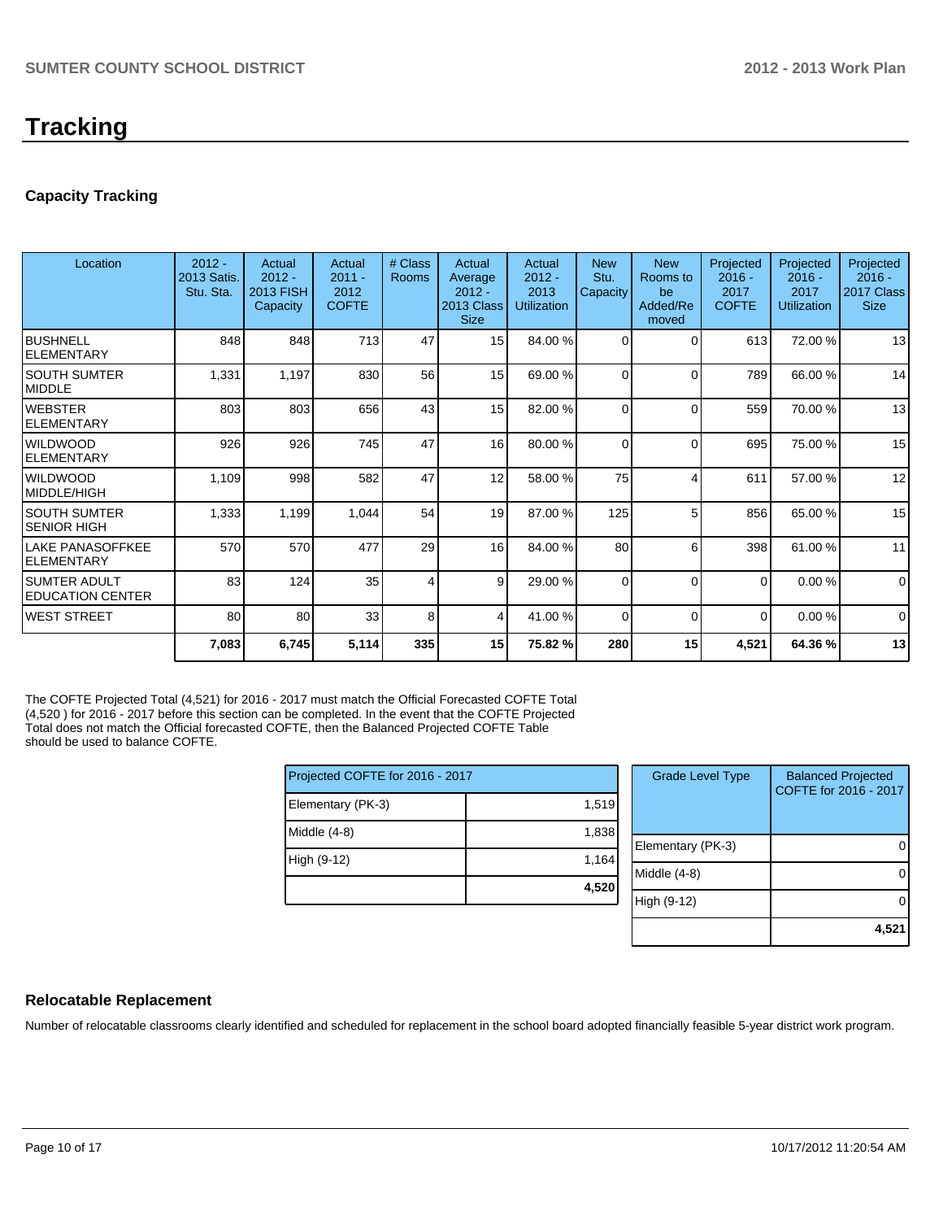# Tracking

## Capacity Tracking

| Location | 2012 - 2013 Satis. Stu. Sta. | Actual 2012 - 2013 FISH Capacity | Actual 2011 - 2012 COFTE | # Class Rooms | Actual Average 2012 - 2013 Class Size | Actual 2012 - 2013 Utilization | New Stu. Capacity | New Rooms to be Added/Removed | Projected 2016 - 2017 COFTE | Projected 2016 - 2017 Utilization | Projected 2016 - 2017 Class Size |
|---|---|---|---|---|---|---|---|---|---|---|---|
| BUSHNELL ELEMENTARY | 848 | 848 | 713 | 47 | 15 | 84.00 % | 0 | 0 | 613 | 72.00 % | 13 |
| SOUTH SUMTER MIDDLE | 1,331 | 1,197 | 830 | 56 | 15 | 69.00 % | 0 | 0 | 789 | 66.00 % | 14 |
| WEBSTER ELEMENTARY | 803 | 803 | 656 | 43 | 15 | 82.00 % | 0 | 0 | 559 | 70.00 % | 13 |
| WILDWOOD ELEMENTARY | 926 | 926 | 745 | 47 | 16 | 80.00 % | 0 | 0 | 695 | 75.00 % | 15 |
| WILDWOOD MIDDLE/HIGH | 1,109 | 998 | 582 | 47 | 12 | 58.00 % | 75 | 4 | 611 | 57.00 % | 12 |
| SOUTH SUMTER SENIOR HIGH | 1,333 | 1,199 | 1,044 | 54 | 19 | 87.00 % | 125 | 5 | 856 | 65.00 % | 15 |
| LAKE PANASOFFKEE ELEMENTARY | 570 | 570 | 477 | 29 | 16 | 84.00 % | 80 | 6 | 398 | 61.00 % | 11 |
| SUMTER ADULT EDUCATION CENTER | 83 | 124 | 35 | 4 | 9 | 29.00 % | 0 | 0 | 0 | 0.00 % | 0 |
| WEST STREET | 80 | 80 | 33 | 8 | 4 | 41.00 % | 0 | 0 | 0 | 0.00 % | 0 |
| | **7,083** | **6,745** | **5,114** | **335** | **15** | **75.82 %** | **280** | **15** | **4,521** | **64.36 %** | **13** |

The COFTE Projected Total (4,521) for 2016 - 2017 must match the Official Forecasted COFTE Total (4,520 ) for 2016 - 2017 before this section can be completed. In the event that the COFTE Projected Total does not match the Official forecasted COFTE, then the Balanced Projected COFTE Table should be used to balance COFTE.

| Projected COFTE for 2016 - 2017 | |
|---|---|
| Elementary (PK-3) | 1,519 |
| Middle (4-8) | 1,838 |
| High (9-12) | 1,164 |
| | **4,520** |

| Grade Level Type | Balanced Projected COFTE for 2016 - 2017 |
|---|---|
| Elementary (PK-3) | 0 |
| Middle (4-8) | 0 |
| High (9-12) | 0 |
| | **4,521** |

## Relocatable Replacement

Number of relocatable classrooms clearly identified and scheduled for replacement in the school board adopted financially feasible 5-year district work program.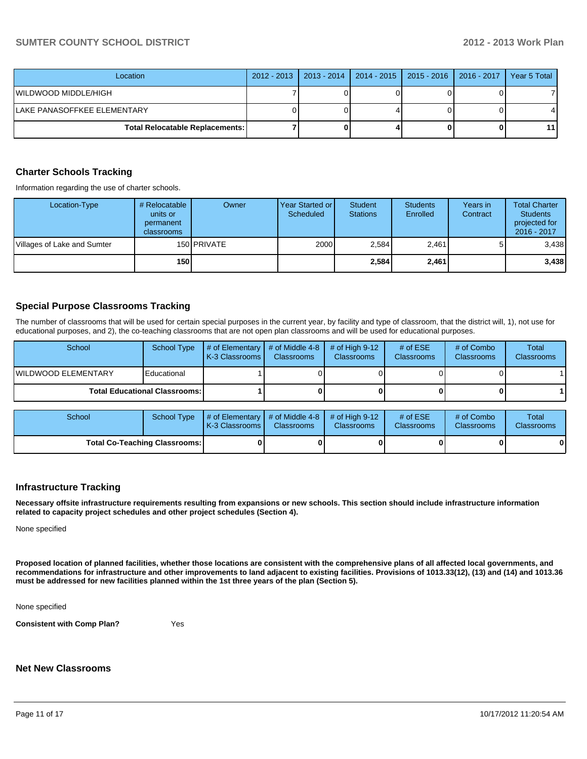| Location | 2012 - 2013 | 2013 - 2014 | 2014 - 2015 | 2015 - 2016 | 2016 - 2017 | Year 5 Total |
|---|---|---|---|---|---|---|
| WILDWOOD MIDDLE/HIGH | 7 | 0 | 0 | 0 | 0 | 7 |
| LAKE PANASOFFKEE ELEMENTARY | 0 | 0 | 4 | 0 | 0 | 4 |
| **Total Relocatable Replacements:** | **7** | **0** | **4** | **0** | **0** | **11** |

## Charter Schools Tracking

Information regarding the use of charter schools.

| Location-Type | # Relocatable units or permanent classrooms | Owner | Year Started or Scheduled | Student Stations | Students Enrolled | Years in Contract | Total Charter Students projected for 2016 - 2017 |
|---|---|---|---|---|---|---|---|
| Villages of Lake and Sumter | 150 | PRIVATE | 2000 | 2,584 | 2,461 | 5 | 3,438 |
| | **150** | | | **2,584** | **2,461** | | **3,438** |

## Special Purpose Classrooms Tracking

The number of classrooms that will be used for certain special purposes in the current year, by facility and type of classroom, that the district will, 1), not use for educational purposes, and 2), the co-teaching classrooms that are not open plan classrooms and will be used for educational purposes.

| School | School Type | # of Elementary K-3 Classrooms | # of Middle 4-8 Classrooms | # of High 9-12 Classrooms | # of ESE Classrooms | # of Combo Classrooms | Total Classrooms |
|---|---|---|---|---|---|---|---|
| WILDWOOD ELEMENTARY | Educational | 1 | 0 | 0 | 0 | 0 | 1 |
| **Total Educational Classrooms:** | | **1** | **0** | **0** | **0** | **0** | **1** |

| School | School Type | # of Elementary K-3 Classrooms | # of Middle 4-8 Classrooms | # of High 9-12 Classrooms | # of ESE Classrooms | # of Combo Classrooms | Total Classrooms |
|---|---|---|---|---|---|---|---|
| **Total Co-Teaching Classrooms:** | | **0** | **0** | **0** | **0** | **0** | **0** |

## Infrastructure Tracking

**Necessary offsite infrastructure requirements resulting from expansions or new schools. This section should include infrastructure information related to capacity project schedules and other project schedules (Section 4).**

None specified

**Proposed location of planned facilities, whether those locations are consistent with the comprehensive plans of all affected local governments, and recommendations for infrastructure and other improvements to land adjacent to existing facilities. Provisions of 1013.33(12), (13) and (14) and 1013.36 must be addressed for new facilities planned within the 1st three years of the plan (Section 5).**

None specified

**Consistent with Comp Plan?** Yes

## Net New Classrooms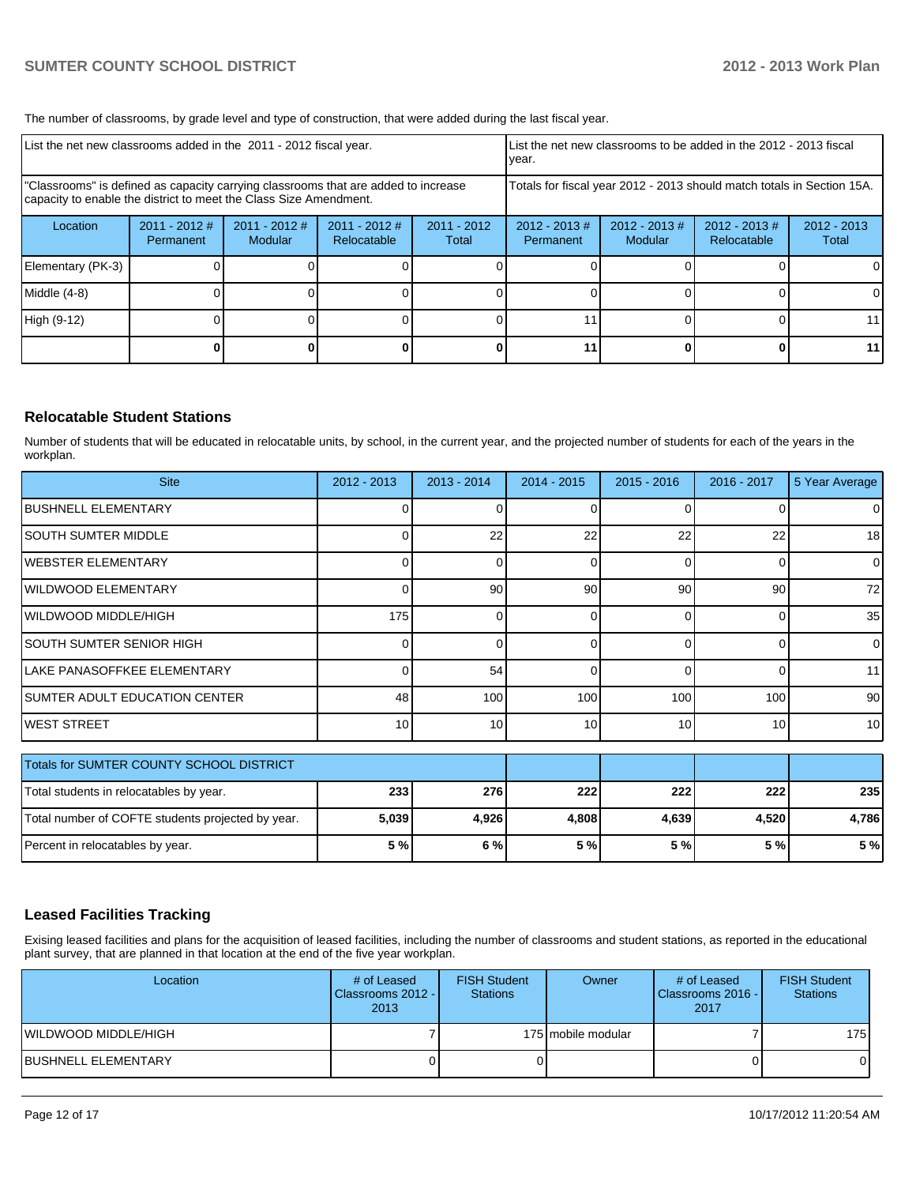The number of classrooms, by grade level and type of construction, that were added during the last fiscal year.

| List the net new classrooms added in the 2011 - 2012 fiscal year. | | | | | List the net new classrooms to be added in the 2012 - 2013 fiscal year. | | | |
|---|---|---|---|---|---|---|---|---|
| "Classrooms" is defined as capacity carrying classrooms that are added to increase capacity to enable the district to meet the Class Size Amendment. | | | | | Totals for fiscal year 2012 - 2013 should match totals in Section 15A. | | | |
| Location | 2011 - 2012 # Permanent | 2011 - 2012 # Modular | 2011 - 2012 # Relocatable | 2011 - 2012 Total | 2012 - 2013 # Permanent | 2012 - 2013 # Modular | 2012 - 2013 # Relocatable | 2012 - 2013 Total |
| Elementary (PK-3) | 0 | 0 | 0 | 0 | 0 | 0 | 0 | 0 |
| Middle (4-8) | 0 | 0 | 0 | 0 | 0 | 0 | 0 | 0 |
| High (9-12) | 0 | 0 | 0 | 0 | 11 | 0 | 0 | 11 |
| | **0** | **0** | **0** | **0** | **11** | **0** | **0** | **11** |

## Relocatable Student Stations

Number of students that will be educated in relocatable units, by school, in the current year, and the projected number of students for each of the years in the workplan.

| Site | 2012 - 2013 | 2013 - 2014 | 2014 - 2015 | 2015 - 2016 | 2016 - 2017 | 5 Year Average |
|---|---|---|---|---|---|---|
| BUSHNELL ELEMENTARY | 0 | 0 | 0 | 0 | 0 | 0 |
| SOUTH SUMTER MIDDLE | 0 | 22 | 22 | 22 | 22 | 18 |
| WEBSTER ELEMENTARY | 0 | 0 | 0 | 0 | 0 | 0 |
| WILDWOOD ELEMENTARY | 0 | 90 | 90 | 90 | 90 | 72 |
| WILDWOOD MIDDLE/HIGH | 175 | 0 | 0 | 0 | 0 | 35 |
| SOUTH SUMTER SENIOR HIGH | 0 | 0 | 0 | 0 | 0 | 0 |
| LAKE PANASOFFKEE ELEMENTARY | 0 | 54 | 0 | 0 | 0 | 11 |
| SUMTER ADULT EDUCATION CENTER | 48 | 100 | 100 | 100 | 100 | 90 |
| WEST STREET | 10 | 10 | 10 | 10 | 10 | 10 |

| Totals for SUMTER COUNTY SCHOOL DISTRICT | | | | | | |
|---|---|---|---|---|---|---|
| Total students in relocatables by year. | **233** | **276** | **222** | **222** | **222** | **235** |
| Total number of COFTE students projected by year. | **5,039** | **4,926** | **4,808** | **4,639** | **4,520** | **4,786** |
| Percent in relocatables by year. | **5 %** | **6 %** | **5 %** | **5 %** | **5 %** | **5 %** |

## Leased Facilities Tracking

Exising leased facilities and plans for the acquisition of leased facilities, including the number of classrooms and student stations, as reported in the educational plant survey, that are planned in that location at the end of the five year workplan.

| Location | # of Leased Classrooms 2012 - 2013 | FISH Student Stations | Owner | # of Leased Classrooms 2016 - 2017 | FISH Student Stations |
|---|---|---|---|---|---|
| WILDWOOD MIDDLE/HIGH | 7 | 175 | mobile modular | 7 | 175 |
| BUSHNELL ELEMENTARY | 0 | 0 | | 0 | 0 |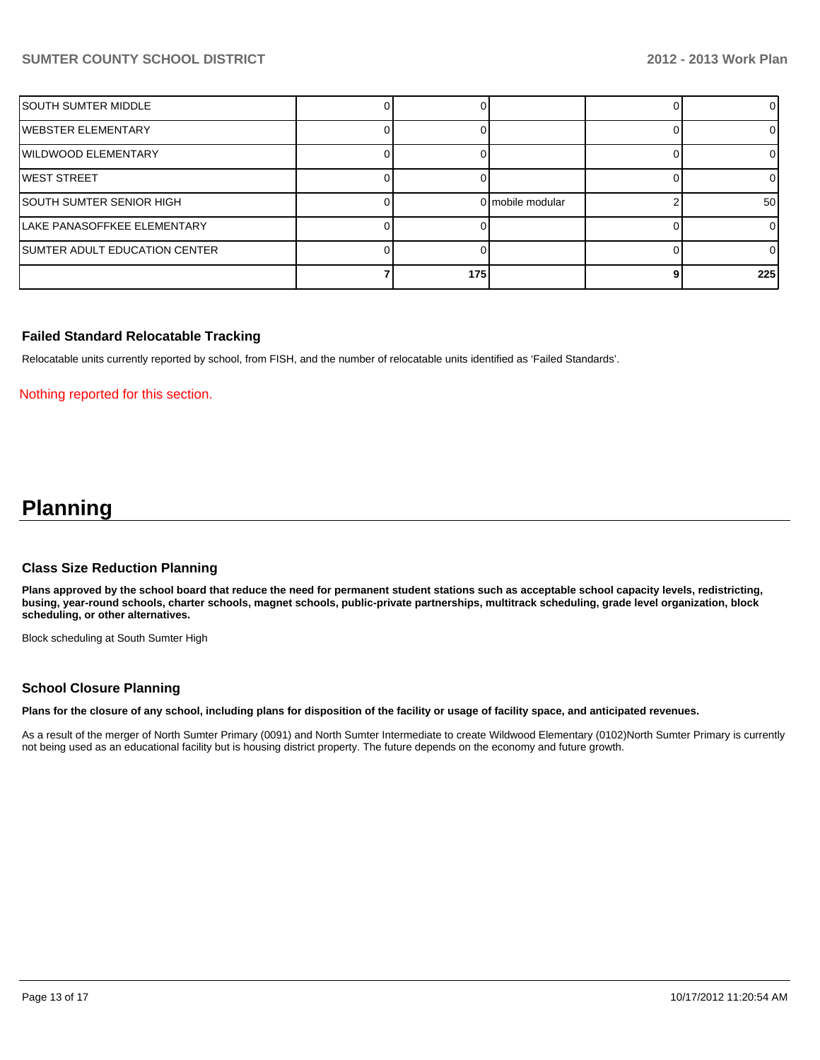| | | | | | |
|---|---|---|---|---|---|
| SOUTH SUMTER MIDDLE | 0 | 0 | | 0 | 0 |
| WEBSTER ELEMENTARY | 0 | 0 | | 0 | 0 |
| WILDWOOD ELEMENTARY | 0 | 0 | | 0 | 0 |
| WEST STREET | 0 | 0 | | 0 | 0 |
| SOUTH SUMTER SENIOR HIGH | 0 | 0 | mobile modular | 2 | 50 |
| LAKE PANASOFFKEE ELEMENTARY | 0 | 0 | | 0 | 0 |
| SUMTER ADULT EDUCATION CENTER | 0 | 0 | | 0 | 0 |
| | **7** | **175** | | **9** | **225** |

### Failed Standard Relocatable Tracking

Relocatable units currently reported by school, from FISH, and the number of relocatable units identified as 'Failed Standards'.

Nothing reported for this section.

# Planning

### Class Size Reduction Planning

**Plans approved by the school board that reduce the need for permanent student stations such as acceptable school capacity levels, redistricting, busing, year-round schools, charter schools, magnet schools, public-private partnerships, multitrack scheduling, grade level organization, block scheduling, or other alternatives.**

Block scheduling at South Sumter High

### School Closure Planning

**Plans for the closure of any school, including plans for disposition of the facility or usage of facility space, and anticipated revenues.**

As a result of the merger of North Sumter Primary (0091) and North Sumter Intermediate to create Wildwood Elementary (0102)North Sumter Primary is currently not being used as an educational facility but is housing district property. The future depends on the economy and future growth.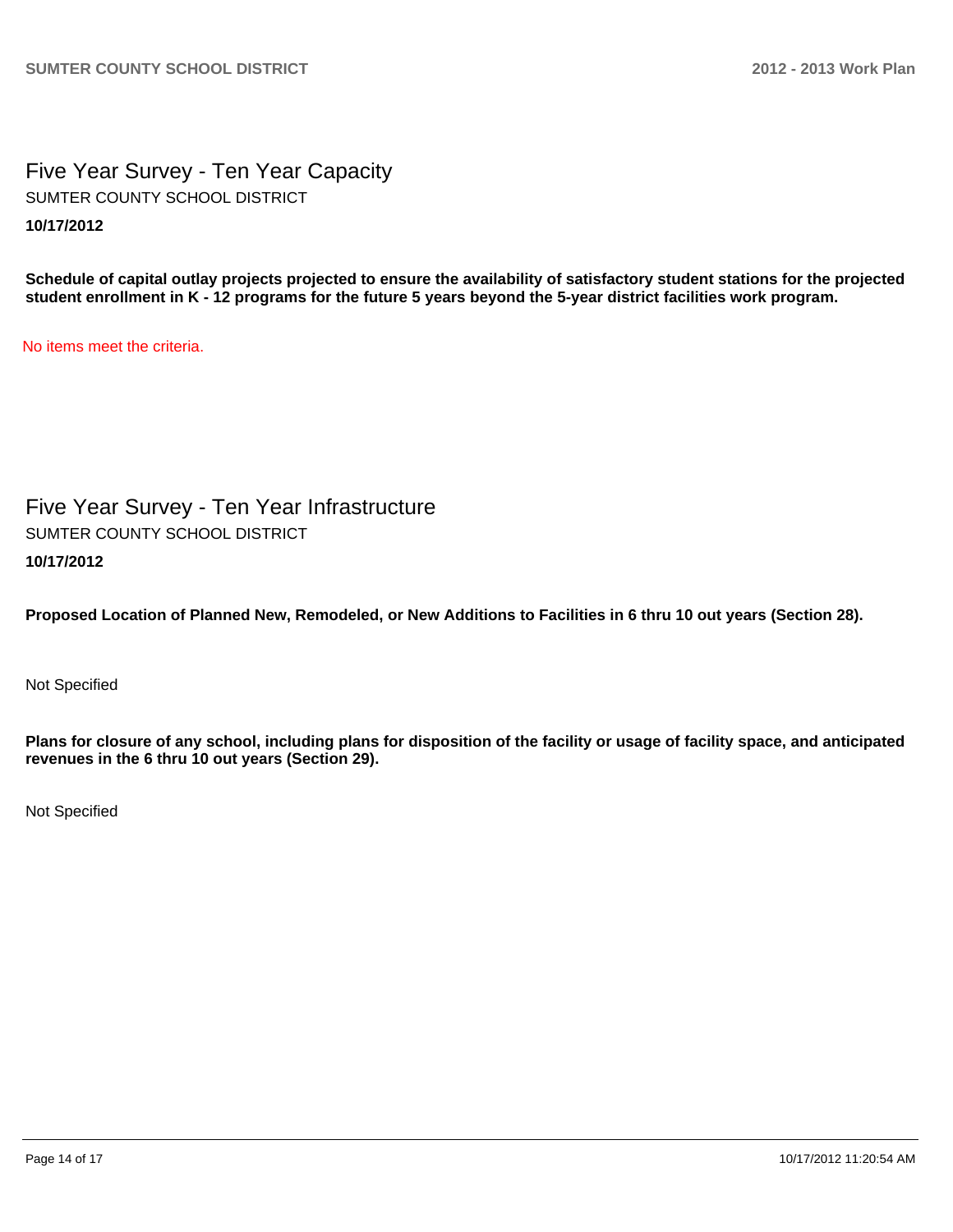# Five Year Survey - Ten Year Capacity

SUMTER COUNTY SCHOOL DISTRICT

**10/17/2012**

**Schedule of capital outlay projects projected to ensure the availability of satisfactory student stations for the projected student enrollment in K - 12 programs for the future 5 years beyond the 5-year district facilities work program.**

No items meet the criteria.

# Five Year Survey - Ten Year Infrastructure

SUMTER COUNTY SCHOOL DISTRICT

**10/17/2012**

**Proposed Location of Planned New, Remodeled, or New Additions to Facilities in 6 thru 10 out years (Section 28).**

Not Specified

**Plans for closure of any school, including plans for disposition of the facility or usage of facility space, and anticipated revenues in the 6 thru 10 out years (Section 29).**

Not Specified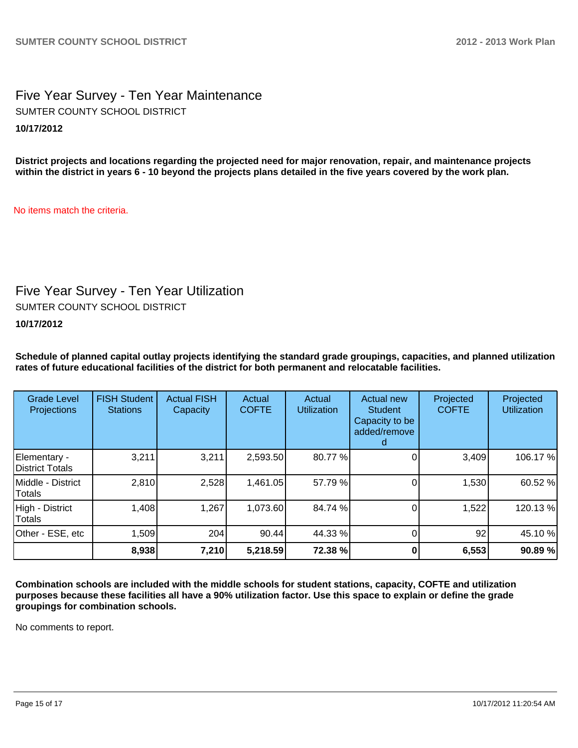# Five Year Survey - Ten Year Maintenance

SUMTER COUNTY SCHOOL DISTRICT

**10/17/2012**

**District projects and locations regarding the projected need for major renovation, repair, and maintenance projects within the district in years 6 - 10 beyond the projects plans detailed in the five years covered by the work plan.**

No items match the criteria.

# Five Year Survey - Ten Year Utilization

SUMTER COUNTY SCHOOL DISTRICT

**10/17/2012**

**Schedule of planned capital outlay projects identifying the standard grade groupings, capacities, and planned utilization rates of future educational facilities of the district for both permanent and relocatable facilities.**

| Grade Level Projections | FISH Student Stations | Actual FISH Capacity | Actual COFTE | Actual Utilization | Actual new Student Capacity to be added/removed | Projected COFTE | Projected Utilization |
|---|---|---|---|---|---|---|---|
| Elementary - District Totals | 3,211 | 3,211 | 2,593.50 | 80.77 % | 0 | 3,409 | 106.17 % |
| Middle - District Totals | 2,810 | 2,528 | 1,461.05 | 57.79 % | 0 | 1,530 | 60.52 % |
| High - District Totals | 1,408 | 1,267 | 1,073.60 | 84.74 % | 0 | 1,522 | 120.13 % |
| Other - ESE, etc | 1,509 | 204 | 90.44 | 44.33 % | 0 | 92 | 45.10 % |
| | **8,938** | **7,210** | **5,218.59** | **72.38 %** | **0** | **6,553** | **90.89 %** |

**Combination schools are included with the middle schools for student stations, capacity, COFTE and utilization purposes because these facilities all have a 90% utilization factor. Use this space to explain or define the grade groupings for combination schools.**

No comments to report.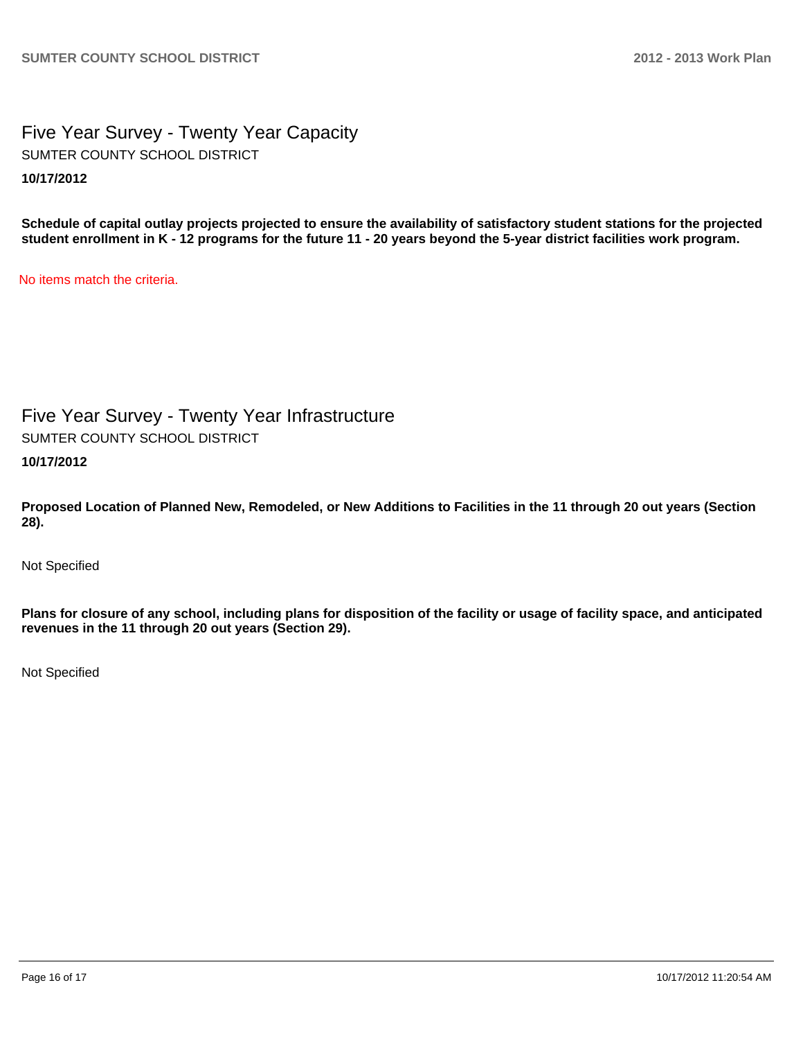## Five Year Survey - Twenty Year Capacity

SUMTER COUNTY SCHOOL DISTRICT

**10/17/2012**

**Schedule of capital outlay projects projected to ensure the availability of satisfactory student stations for the projected student enrollment in K - 12 programs for the future 11 - 20 years beyond the 5-year district facilities work program.**

No items match the criteria.

## Five Year Survey - Twenty Year Infrastructure

SUMTER COUNTY SCHOOL DISTRICT

**10/17/2012**

**Proposed Location of Planned New, Remodeled, or New Additions to Facilities in the 11 through 20 out years (Section 28).**

Not Specified

**Plans for closure of any school, including plans for disposition of the facility or usage of facility space, and anticipated revenues in the 11 through 20 out years (Section 29).**

Not Specified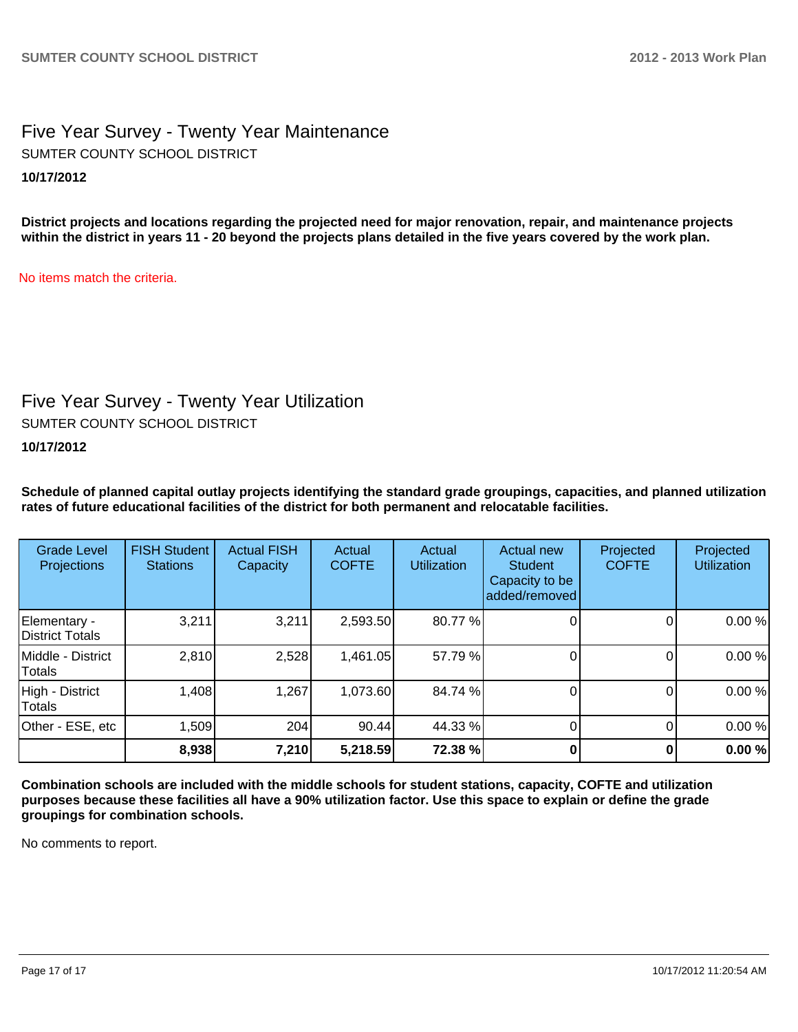## Five Year Survey - Twenty Year Maintenance

SUMTER COUNTY SCHOOL DISTRICT

**10/17/2012**

**District projects and locations regarding the projected need for major renovation, repair, and maintenance projects within the district in years 11 - 20 beyond the projects plans detailed in the five years covered by the work plan.**

No items match the criteria.

## Five Year Survey - Twenty Year Utilization

SUMTER COUNTY SCHOOL DISTRICT

**10/17/2012**

**Schedule of planned capital outlay projects identifying the standard grade groupings, capacities, and planned utilization rates of future educational facilities of the district for both permanent and relocatable facilities.**

| Grade Level Projections | FISH Student Stations | Actual FISH Capacity | Actual COFTE | Actual Utilization | Actual new Student Capacity to be added/removed | Projected COFTE | Projected Utilization |
|---|---|---|---|---|---|---|---|
| Elementary - District Totals | 3,211 | 3,211 | 2,593.50 | 80.77 % | 0 | 0 | 0.00 % |
| Middle - District Totals | 2,810 | 2,528 | 1,461.05 | 57.79 % | 0 | 0 | 0.00 % |
| High - District Totals | 1,408 | 1,267 | 1,073.60 | 84.74 % | 0 | 0 | 0.00 % |
| Other - ESE, etc | 1,509 | 204 | 90.44 | 44.33 % | 0 | 0 | 0.00 % |
| | **8,938** | **7,210** | **5,218.59** | **72.38 %** | **0** | **0** | **0.00 %** |

**Combination schools are included with the middle schools for student stations, capacity, COFTE and utilization purposes because these facilities all have a 90% utilization factor. Use this space to explain or define the grade groupings for combination schools.**

No comments to report.